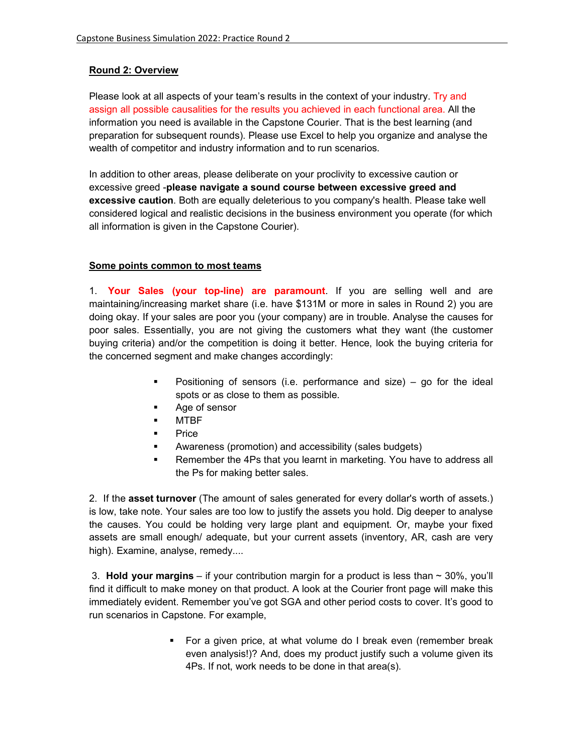## Round 2: Overview

Please look at all aspects of your team's results in the context of your industry. Try and assign all possible causalities for the results you achieved in each functional area. All the information you need is available in the Capstone Courier. That is the best learning (and preparation for subsequent rounds). Please use Excel to help you organize and analyse the wealth of competitor and industry information and to run scenarios.

In addition to other areas, please deliberate on your proclivity to excessive caution or excessive greed -**please navigate a sound course between excessive greed and excessive caution**. Both are equally deleterious to you company's health. Please take well considered logical and realistic decisions in the business environment you operate (for which all information is given in the Capstone Courier).

## Some points common to most teams

1. **Your Sales (your top-line) are paramount**. If you are selling well and are maintaining/increasing market share (i.e. have $131M or more in sales in Round 2) you are doing okay. If your sales are poor you (your company) are in trouble. Analyse the causes for poor sales. Essentially, you are not giving the customers what they want (the customer buying criteria) and/or the competition is doing it better. Hence, look the buying criteria for the concerned segment and make changes accordingly:

   - Positioning of sensors (i.e. performance and size) – go for the ideal spots or as close to them as possible.
   - Age of sensor
   - MTBF
   - Price
   - Awareness (promotion) and accessibility (sales budgets)
   - Remember the 4Ps that you learnt in marketing. You have to address all the Ps for making better sales.

2. If the **asset turnover** (The amount of sales generated for every dollar's worth of assets.) is low, take note. Your sales are too low to justify the assets you hold. Dig deeper to analyse the causes. You could be holding very large plant and equipment. Or, maybe your fixed assets are small enough/ adequate, but your current assets (inventory, AR, cash are very high). Examine, analyse, remedy....

3. **Hold your margins** – if your contribution margin for a product is less than ~ 30%, you'll find it difficult to make money on that product. A look at the Courier front page will make this immediately evident. Remember you've got SGA and other period costs to cover. It's good to run scenarios in Capstone. For example,

   - For a given price, at what volume do I break even (remember break even analysis!)? And, does my product justify such a volume given its 4Ps. If not, work needs to be done in that area(s).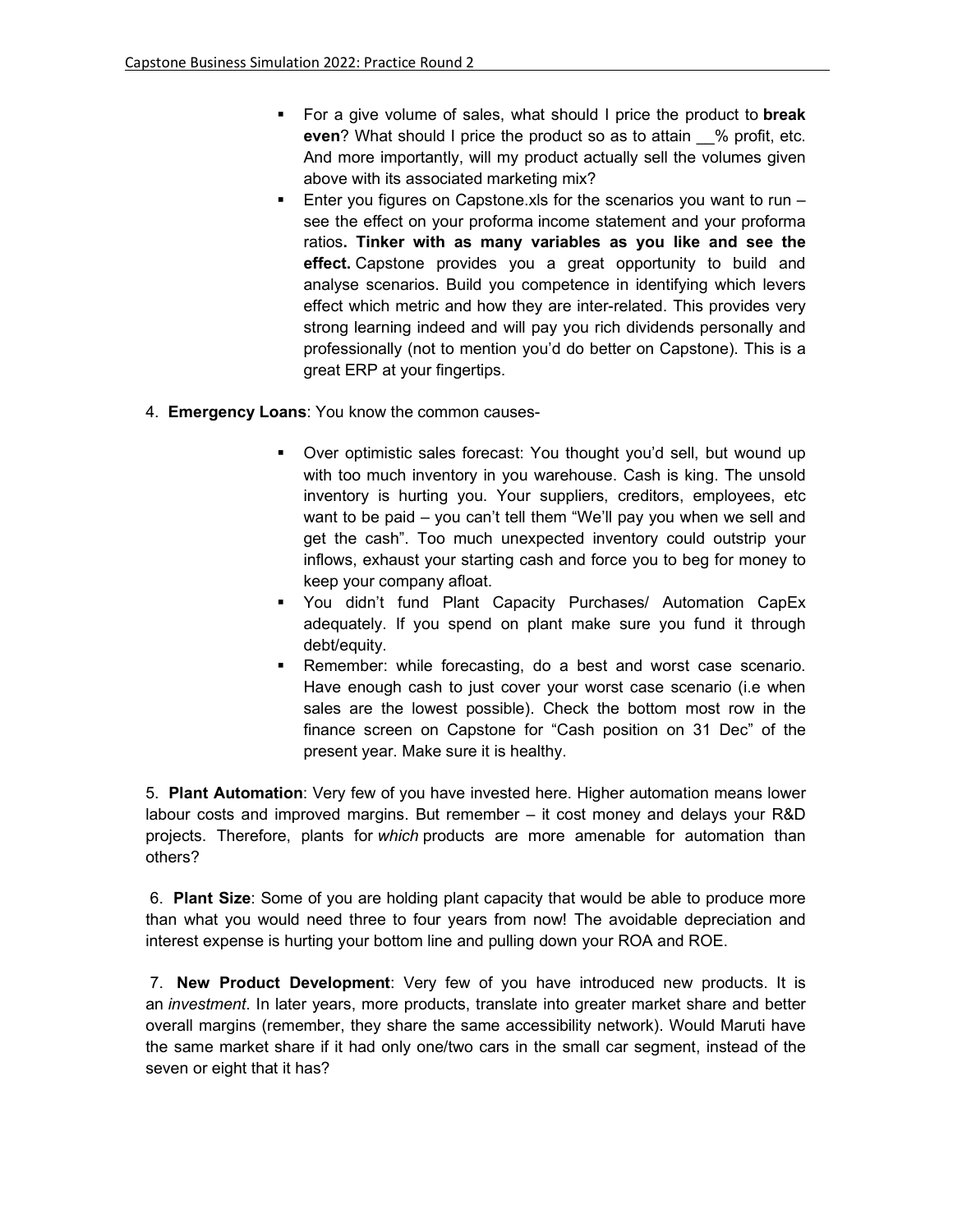- For a give volume of sales, what should I price the product to **break even**? What should I price the product so as to attain __% profit, etc. And more importantly, will my product actually sell the volumes given above with its associated marketing mix?
- Enter you figures on Capstone.xls for the scenarios you want to run – see the effect on your proforma income statement and your proforma ratios**. Tinker with as many variables as you like and see the effect.** Capstone provides you a great opportunity to build and analyse scenarios. Build you competence in identifying which levers effect which metric and how they are inter-related. This provides very strong learning indeed and will pay you rich dividends personally and professionally (not to mention you'd do better on Capstone). This is a great ERP at your fingertips.

4. **Emergency Loans**: You know the common causes-

   - Over optimistic sales forecast: You thought you'd sell, but wound up with too much inventory in you warehouse. Cash is king. The unsold inventory is hurting you. Your suppliers, creditors, employees, etc want to be paid – you can't tell them "We'll pay you when we sell and get the cash". Too much unexpected inventory could outstrip your inflows, exhaust your starting cash and force you to beg for money to keep your company afloat.
   - You didn't fund Plant Capacity Purchases/ Automation CapEx adequately. If you spend on plant make sure you fund it through debt/equity.
   - Remember: while forecasting, do a best and worst case scenario. Have enough cash to just cover your worst case scenario (i.e when sales are the lowest possible). Check the bottom most row in the finance screen on Capstone for "Cash position on 31 Dec" of the present year. Make sure it is healthy.

5. **Plant Automation**: Very few of you have invested here. Higher automation means lower labour costs and improved margins. But remember – it cost money and delays your R&D projects. Therefore, plants for *which* products are more amenable for automation than others?

6. **Plant Size**: Some of you are holding plant capacity that would be able to produce more than what you would need three to four years from now! The avoidable depreciation and interest expense is hurting your bottom line and pulling down your ROA and ROE.

7. **New Product Development**: Very few of you have introduced new products. It is an *investment*. In later years, more products, translate into greater market share and better overall margins (remember, they share the same accessibility network). Would Maruti have the same market share if it had only one/two cars in the small car segment, instead of the seven or eight that it has?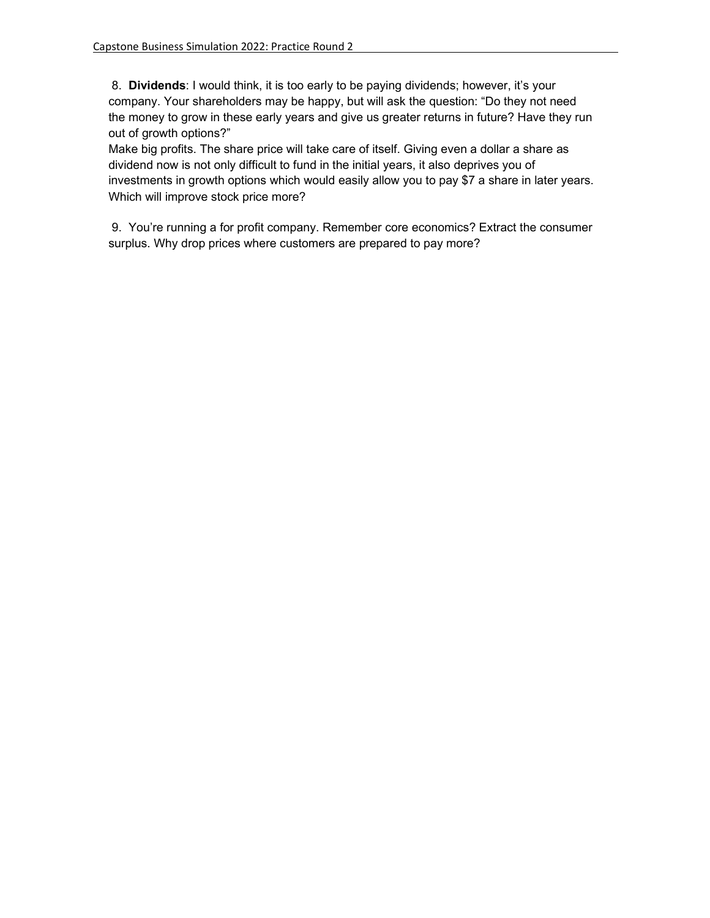8. **Dividends**: I would think, it is too early to be paying dividends; however, it's your company. Your shareholders may be happy, but will ask the question: "Do they not need the money to grow in these early years and give us greater returns in future? Have they run out of growth options?"
   Make big profits. The share price will take care of itself. Giving even a dollar a share as dividend now is not only difficult to fund in the initial years, it also deprives you of investments in growth options which would easily allow you to pay $7 a share in later years. Which will improve stock price more?

9. You're running a for profit company. Remember core economics? Extract the consumer surplus. Why drop prices where customers are prepared to pay more?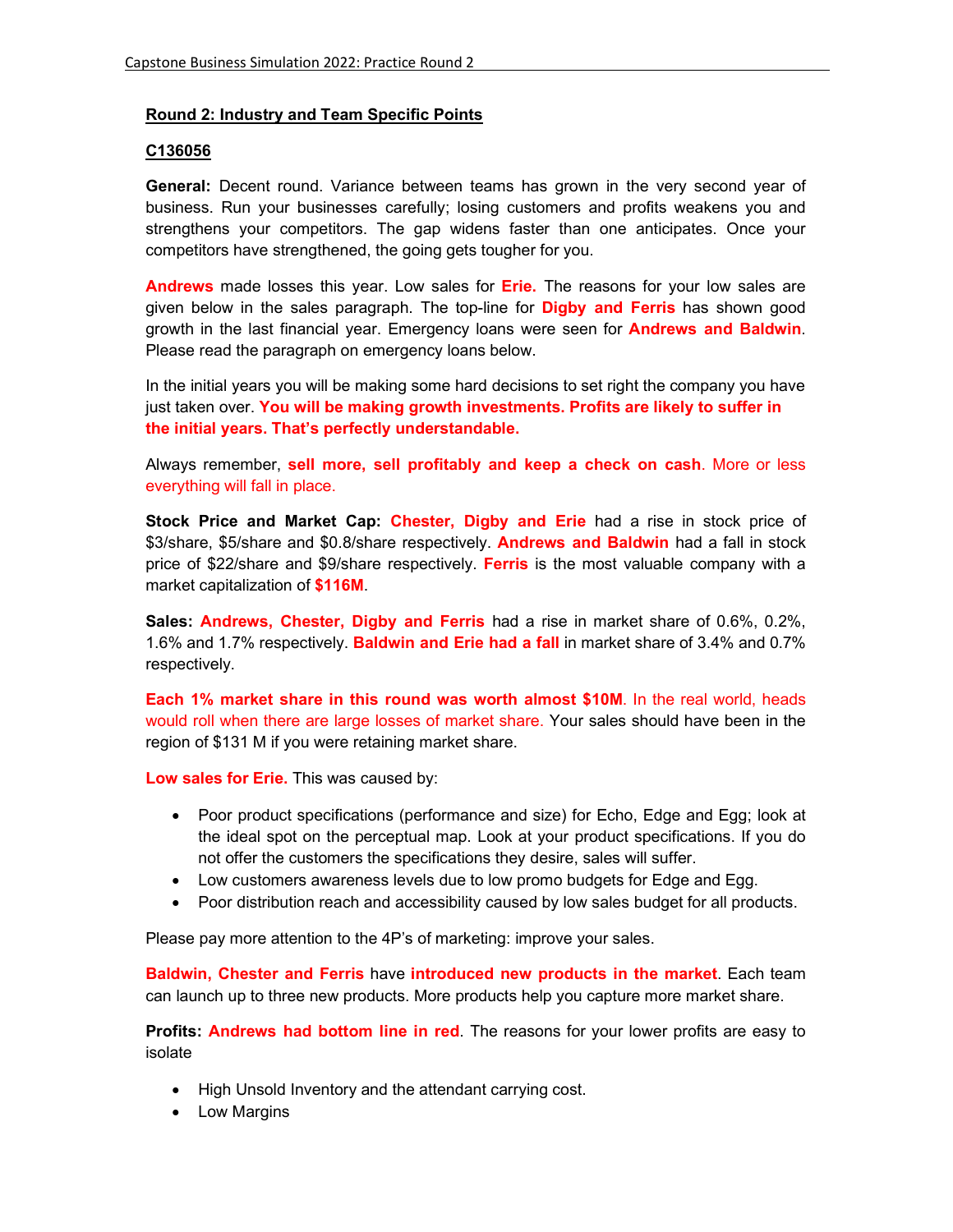**Round 2: Industry and Team Specific Points**

**C136056**

**General:** Decent round. Variance between teams has grown in the very second year of business. Run your businesses carefully; losing customers and profits weakens you and strengthens your competitors. The gap widens faster than one anticipates. Once your competitors have strengthened, the going gets tougher for you.

**Andrews** made losses this year. Low sales for **Erie.** The reasons for your low sales are given below in the sales paragraph. The top-line for **Digby and Ferris** has shown good growth in the last financial year. Emergency loans were seen for **Andrews and Baldwin**. Please read the paragraph on emergency loans below.

In the initial years you will be making some hard decisions to set right the company you have just taken over. **You will be making growth investments. Profits are likely to suffer in the initial years. That's perfectly understandable.**

Always remember, **sell more, sell profitably and keep a check on cash**. More or less everything will fall in place.

**Stock Price and Market Cap: Chester, Digby and Erie** had a rise in stock price of $3/share, $5/share and $0.8/share respectively. **Andrews and Baldwin** had a fall in stock price of $22/share and $9/share respectively. **Ferris** is the most valuable company with a market capitalization of **$116M**.

**Sales: Andrews, Chester, Digby and Ferris** had a rise in market share of 0.6%, 0.2%, 1.6% and 1.7% respectively. **Baldwin and Erie had a fall** in market share of 3.4% and 0.7% respectively.

**Each 1% market share in this round was worth almost $10M**. In the real world, heads would roll when there are large losses of market share. Your sales should have been in the region of $131 M if you were retaining market share.

**Low sales for Erie.** This was caused by:

- Poor product specifications (performance and size) for Echo, Edge and Egg; look at the ideal spot on the perceptual map. Look at your product specifications. If you do not offer the customers the specifications they desire, sales will suffer.
- Low customers awareness levels due to low promo budgets for Edge and Egg.
- Poor distribution reach and accessibility caused by low sales budget for all products.

Please pay more attention to the 4P's of marketing: improve your sales.

**Baldwin, Chester and Ferris** have **introduced new products in the market**. Each team can launch up to three new products. More products help you capture more market share.

**Profits: Andrews had bottom line in red**. The reasons for your lower profits are easy to isolate

- High Unsold Inventory and the attendant carrying cost.
- Low Margins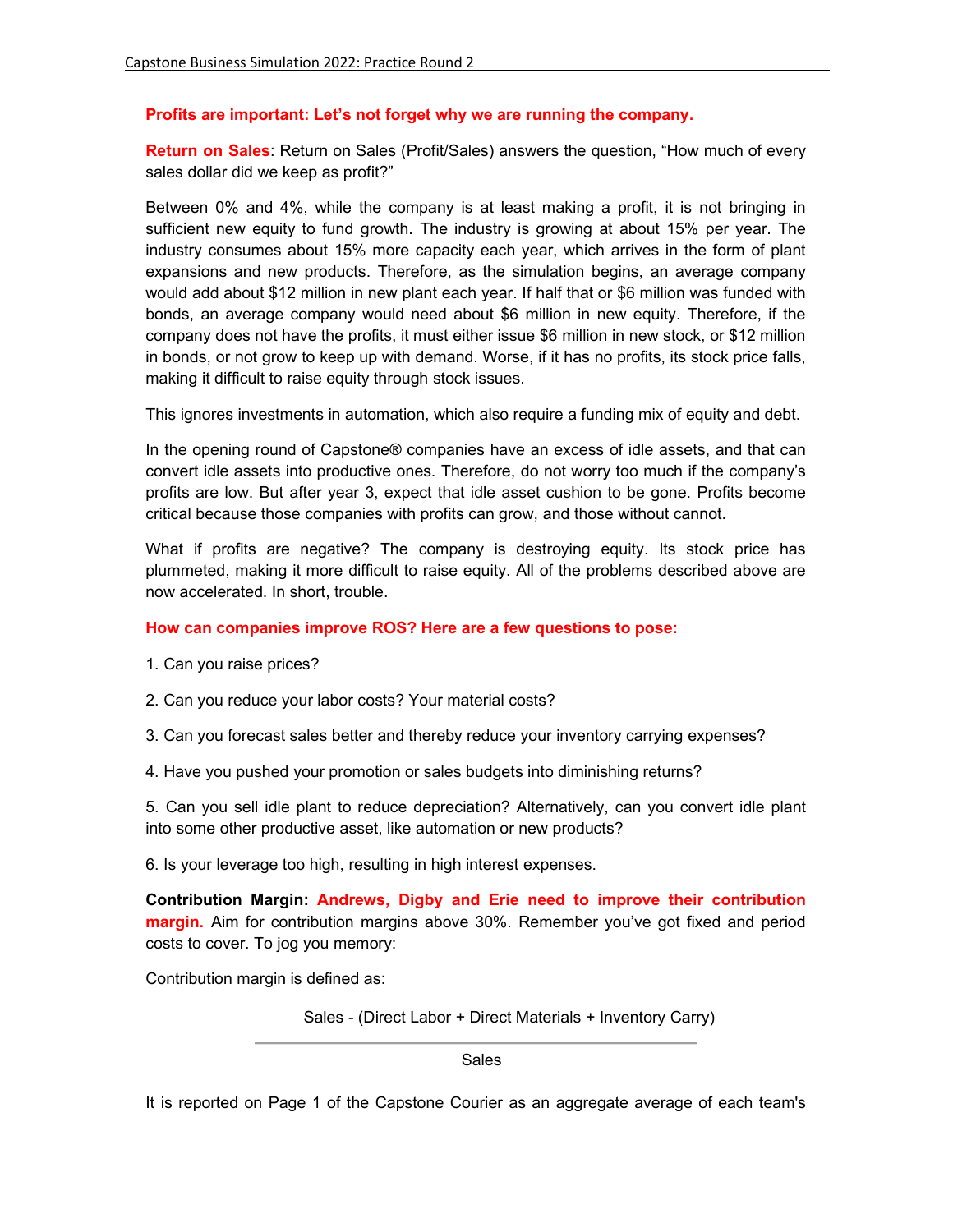**Profits are important: Let's not forget why we are running the company.**

**Return on Sales**: Return on Sales (Profit/Sales) answers the question, "How much of every sales dollar did we keep as profit?"

Between 0% and 4%, while the company is at least making a profit, it is not bringing in sufficient new equity to fund growth. The industry is growing at about 15% per year. The industry consumes about 15% more capacity each year, which arrives in the form of plant expansions and new products. Therefore, as the simulation begins, an average company would add about $12 million in new plant each year. If half that or $6 million was funded with bonds, an average company would need about $6 million in new equity. Therefore, if the company does not have the profits, it must either issue $6 million in new stock, or $12 million in bonds, or not grow to keep up with demand. Worse, if it has no profits, its stock price falls, making it difficult to raise equity through stock issues.

This ignores investments in automation, which also require a funding mix of equity and debt.

In the opening round of Capstone® companies have an excess of idle assets, and that can convert idle assets into productive ones. Therefore, do not worry too much if the company's profits are low. But after year 3, expect that idle asset cushion to be gone. Profits become critical because those companies with profits can grow, and those without cannot.

What if profits are negative? The company is destroying equity. Its stock price has plummeted, making it more difficult to raise equity. All of the problems described above are now accelerated. In short, trouble.

**How can companies improve ROS? Here are a few questions to pose:**

1. Can you raise prices?

2. Can you reduce your labor costs? Your material costs?

3. Can you forecast sales better and thereby reduce your inventory carrying expenses?

4. Have you pushed your promotion or sales budgets into diminishing returns?

5. Can you sell idle plant to reduce depreciation? Alternatively, can you convert idle plant into some other productive asset, like automation or new products?

6. Is your leverage too high, resulting in high interest expenses.

**Contribution Margin: Andrews, Digby and Erie need to improve their contribution margin.** Aim for contribution margins above 30%. Remember you've got fixed and period costs to cover. To jog you memory:

Contribution margin is defined as:

$$\frac{\text{Sales - (Direct Labor + Direct Materials + Inventory Carry)}}{\text{Sales}}$$

It is reported on Page 1 of the Capstone Courier as an aggregate average of each team's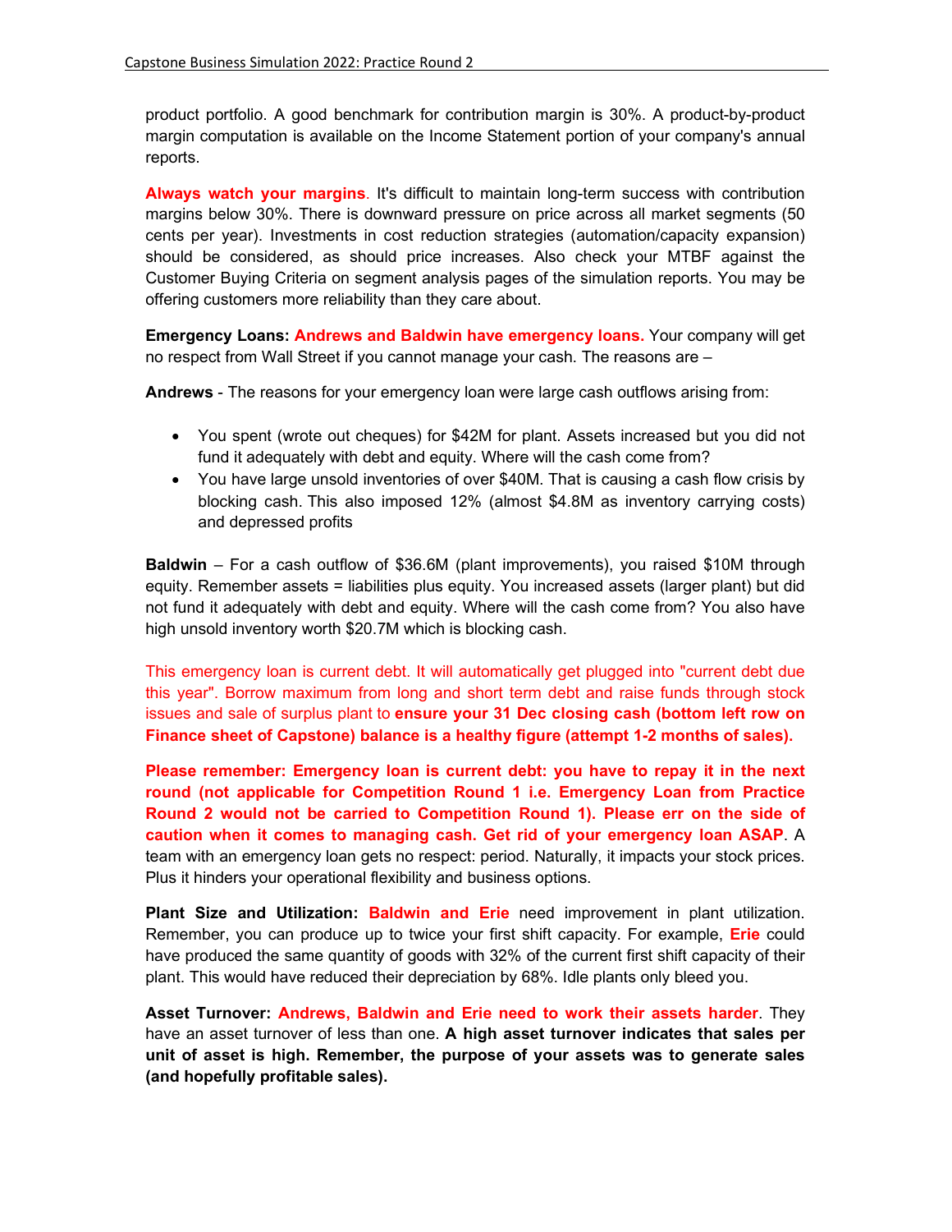product portfolio. A good benchmark for contribution margin is 30%. A product-by-product margin computation is available on the Income Statement portion of your company's annual reports.

**Always watch your margins**. It's difficult to maintain long-term success with contribution margins below 30%. There is downward pressure on price across all market segments (50 cents per year). Investments in cost reduction strategies (automation/capacity expansion) should be considered, as should price increases. Also check your MTBF against the Customer Buying Criteria on segment analysis pages of the simulation reports. You may be offering customers more reliability than they care about.

**Emergency Loans: Andrews and Baldwin have emergency loans.** Your company will get no respect from Wall Street if you cannot manage your cash. The reasons are –

**Andrews** - The reasons for your emergency loan were large cash outflows arising from:

- You spent (wrote out cheques) for $42M for plant. Assets increased but you did not fund it adequately with debt and equity. Where will the cash come from?
- You have large unsold inventories of over $40M. That is causing a cash flow crisis by blocking cash. This also imposed 12% (almost $4.8M as inventory carrying costs) and depressed profits

**Baldwin** – For a cash outflow of $36.6M (plant improvements), you raised $10M through equity. Remember assets = liabilities plus equity. You increased assets (larger plant) but did not fund it adequately with debt and equity. Where will the cash come from? You also have high unsold inventory worth $20.7M which is blocking cash.

This emergency loan is current debt. It will automatically get plugged into "current debt due this year". Borrow maximum from long and short term debt and raise funds through stock issues and sale of surplus plant to **ensure your 31 Dec closing cash (bottom left row on Finance sheet of Capstone) balance is a healthy figure (attempt 1-2 months of sales).**

**Please remember: Emergency loan is current debt: you have to repay it in the next round (not applicable for Competition Round 1 i.e. Emergency Loan from Practice Round 2 would not be carried to Competition Round 1). Please err on the side of caution when it comes to managing cash. Get rid of your emergency loan ASAP**. A team with an emergency loan gets no respect: period. Naturally, it impacts your stock prices. Plus it hinders your operational flexibility and business options.

**Plant Size and Utilization: Baldwin and Erie** need improvement in plant utilization. Remember, you can produce up to twice your first shift capacity. For example, **Erie** could have produced the same quantity of goods with 32% of the current first shift capacity of their plant. This would have reduced their depreciation by 68%. Idle plants only bleed you.

**Asset Turnover: Andrews, Baldwin and Erie need to work their assets harder**. They have an asset turnover of less than one. **A high asset turnover indicates that sales per unit of asset is high. Remember, the purpose of your assets was to generate sales (and hopefully profitable sales).**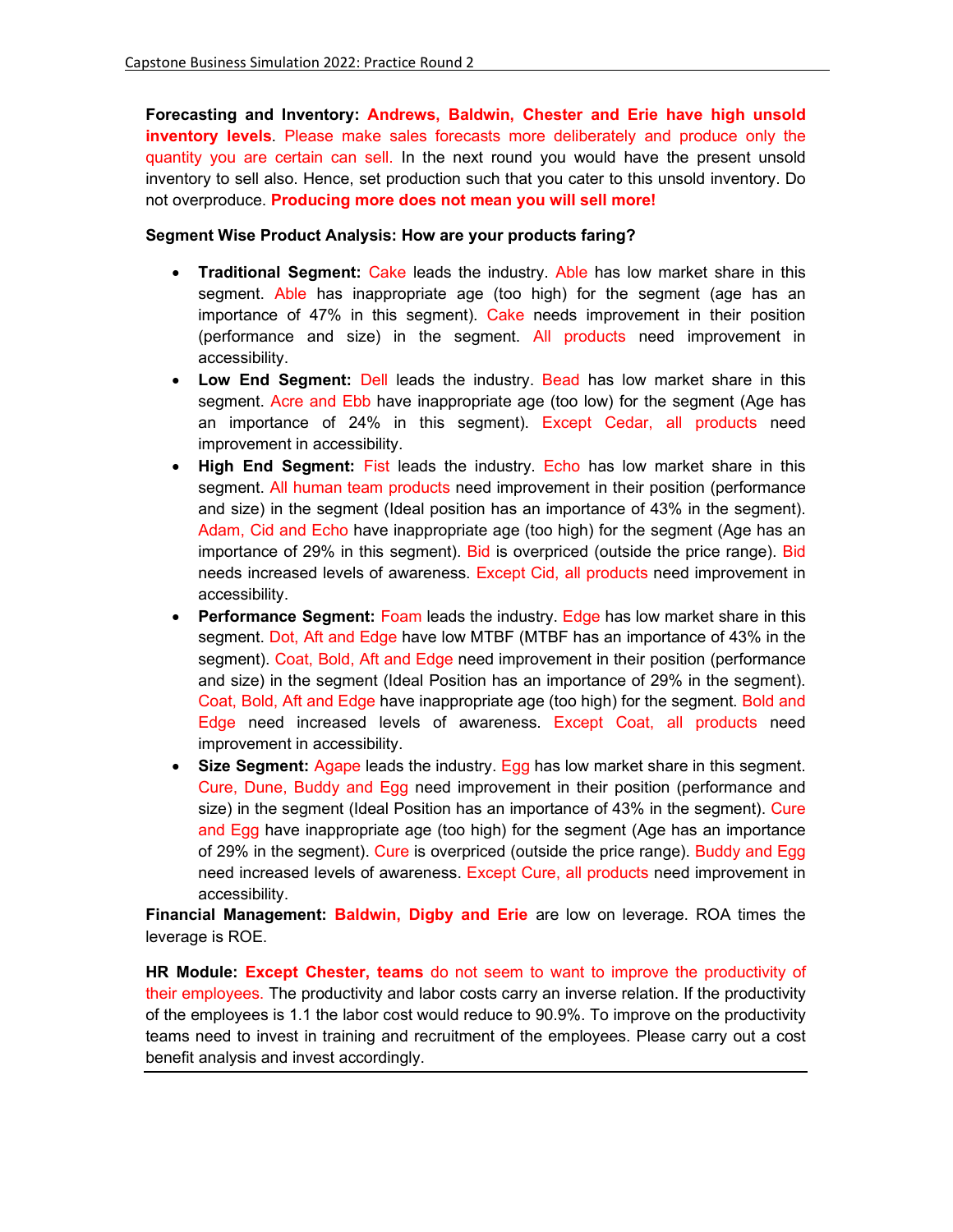**Forecasting and Inventory:** **Andrews, Baldwin, Chester and Erie have high unsold inventory levels**. Please make sales forecasts more deliberately and produce only the quantity you are certain can sell. In the next round you would have the present unsold inventory to sell also. Hence, set production such that you cater to this unsold inventory. Do not overproduce. **Producing more does not mean you will sell more!**

**Segment Wise Product Analysis: How are your products faring?**

- **Traditional Segment:** Cake leads the industry. Able has low market share in this segment. Able has inappropriate age (too high) for the segment (age has an importance of 47% in this segment). Cake needs improvement in their position (performance and size) in the segment. All products need improvement in accessibility.
- **Low End Segment:** Dell leads the industry. Bead has low market share in this segment. Acre and Ebb have inappropriate age (too low) for the segment (Age has an importance of 24% in this segment). Except Cedar, all products need improvement in accessibility.
- **High End Segment:** Fist leads the industry. Echo has low market share in this segment. All human team products need improvement in their position (performance and size) in the segment (Ideal position has an importance of 43% in the segment). Adam, Cid and Echo have inappropriate age (too high) for the segment (Age has an importance of 29% in this segment). Bid is overpriced (outside the price range). Bid needs increased levels of awareness. Except Cid, all products need improvement in accessibility.
- **Performance Segment:** Foam leads the industry. Edge has low market share in this segment. Dot, Aft and Edge have low MTBF (MTBF has an importance of 43% in the segment). Coat, Bold, Aft and Edge need improvement in their position (performance and size) in the segment (Ideal Position has an importance of 29% in the segment). Coat, Bold, Aft and Edge have inappropriate age (too high) for the segment. Bold and Edge need increased levels of awareness. Except Coat, all products need improvement in accessibility.
- **Size Segment:** Agape leads the industry. Egg has low market share in this segment. Cure, Dune, Buddy and Egg need improvement in their position (performance and size) in the segment (Ideal Position has an importance of 43% in the segment). Cure and Egg have inappropriate age (too high) for the segment (Age has an importance of 29% in the segment). Cure is overpriced (outside the price range). Buddy and Egg need increased levels of awareness. Except Cure, all products need improvement in accessibility.

**Financial Management:** **Baldwin, Digby and Erie** are low on leverage. ROA times the leverage is ROE.

**HR Module:** **Except Chester, teams** do not seem to want to improve the productivity of their employees. The productivity and labor costs carry an inverse relation. If the productivity of the employees is 1.1 the labor cost would reduce to 90.9%. To improve on the productivity teams need to invest in training and recruitment of the employees. Please carry out a cost benefit analysis and invest accordingly.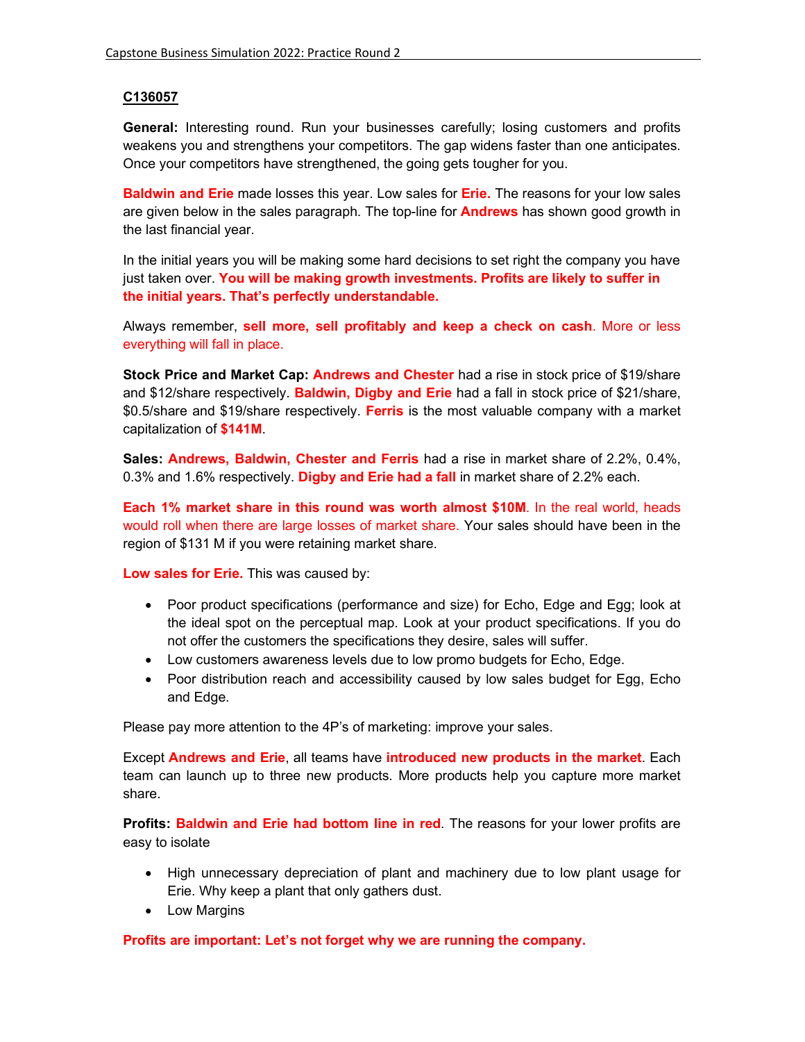**C136057**

**General:** Interesting round. Run your businesses carefully; losing customers and profits weakens you and strengthens your competitors. The gap widens faster than one anticipates. Once your competitors have strengthened, the going gets tougher for you.

**Baldwin and Erie** made losses this year. Low sales for **Erie.** The reasons for your low sales are given below in the sales paragraph. The top-line for **Andrews** has shown good growth in the last financial year.

In the initial years you will be making some hard decisions to set right the company you have just taken over. **You will be making growth investments. Profits are likely to suffer in the initial years. That's perfectly understandable.**

Always remember, **sell more, sell profitably and keep a check on cash**. More or less everything will fall in place.

**Stock Price and Market Cap:** **Andrews and Chester** had a rise in stock price of $19/share and $12/share respectively. **Baldwin, Digby and Erie** had a fall in stock price of $21/share, $0.5/share and $19/share respectively. **Ferris** is the most valuable company with a market capitalization of **$141M**.

**Sales:** **Andrews, Baldwin, Chester and Ferris** had a rise in market share of 2.2%, 0.4%, 0.3% and 1.6% respectively. **Digby and Erie had a fall** in market share of 2.2% each.

**Each 1% market share in this round was worth almost $10M**. In the real world, heads would roll when there are large losses of market share. Your sales should have been in the region of $131 M if you were retaining market share.

**Low sales for Erie.** This was caused by:

- Poor product specifications (performance and size) for Echo, Edge and Egg; look at the ideal spot on the perceptual map. Look at your product specifications. If you do not offer the customers the specifications they desire, sales will suffer.
- Low customers awareness levels due to low promo budgets for Echo, Edge.
- Poor distribution reach and accessibility caused by low sales budget for Egg, Echo and Edge.

Please pay more attention to the 4P's of marketing: improve your sales.

Except **Andrews and Erie**, all teams have **introduced new products in the market**. Each team can launch up to three new products. More products help you capture more market share.

**Profits:** **Baldwin and Erie had bottom line in red**. The reasons for your lower profits are easy to isolate

- High unnecessary depreciation of plant and machinery due to low plant usage for Erie. Why keep a plant that only gathers dust.
- Low Margins

**Profits are important: Let's not forget why we are running the company.**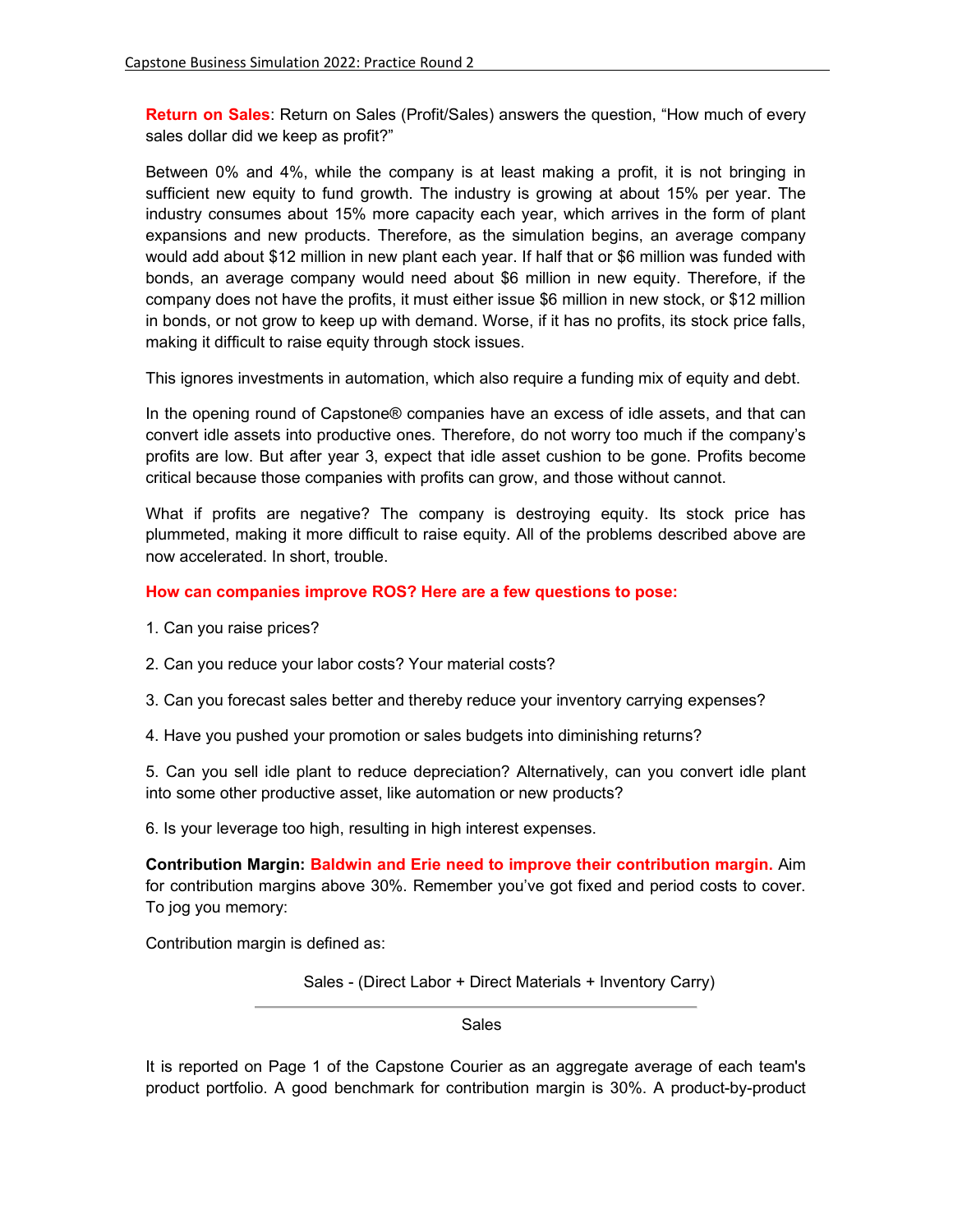**Return on Sales**: Return on Sales (Profit/Sales) answers the question, "How much of every sales dollar did we keep as profit?"

Between 0% and 4%, while the company is at least making a profit, it is not bringing in sufficient new equity to fund growth. The industry is growing at about 15% per year. The industry consumes about 15% more capacity each year, which arrives in the form of plant expansions and new products. Therefore, as the simulation begins, an average company would add about $12 million in new plant each year. If half that or $6 million was funded with bonds, an average company would need about $6 million in new equity. Therefore, if the company does not have the profits, it must either issue $6 million in new stock, or $12 million in bonds, or not grow to keep up with demand. Worse, if it has no profits, its stock price falls, making it difficult to raise equity through stock issues.

This ignores investments in automation, which also require a funding mix of equity and debt.

In the opening round of Capstone® companies have an excess of idle assets, and that can convert idle assets into productive ones. Therefore, do not worry too much if the company's profits are low. But after year 3, expect that idle asset cushion to be gone. Profits become critical because those companies with profits can grow, and those without cannot.

What if profits are negative? The company is destroying equity. Its stock price has plummeted, making it more difficult to raise equity. All of the problems described above are now accelerated. In short, trouble.

**How can companies improve ROS? Here are a few questions to pose:**

1. Can you raise prices?

2. Can you reduce your labor costs? Your material costs?

3. Can you forecast sales better and thereby reduce your inventory carrying expenses?

4. Have you pushed your promotion or sales budgets into diminishing returns?

5. Can you sell idle plant to reduce depreciation? Alternatively, can you convert idle plant into some other productive asset, like automation or new products?

6. Is your leverage too high, resulting in high interest expenses.

**Contribution Margin:** **Baldwin and Erie need to improve their contribution margin.** Aim for contribution margins above 30%. Remember you've got fixed and period costs to cover. To jog you memory:

Contribution margin is defined as:

$$\frac{\text{Sales - (Direct Labor + Direct Materials + Inventory Carry)}}{\text{Sales}}$$

It is reported on Page 1 of the Capstone Courier as an aggregate average of each team's product portfolio. A good benchmark for contribution margin is 30%. A product-by-product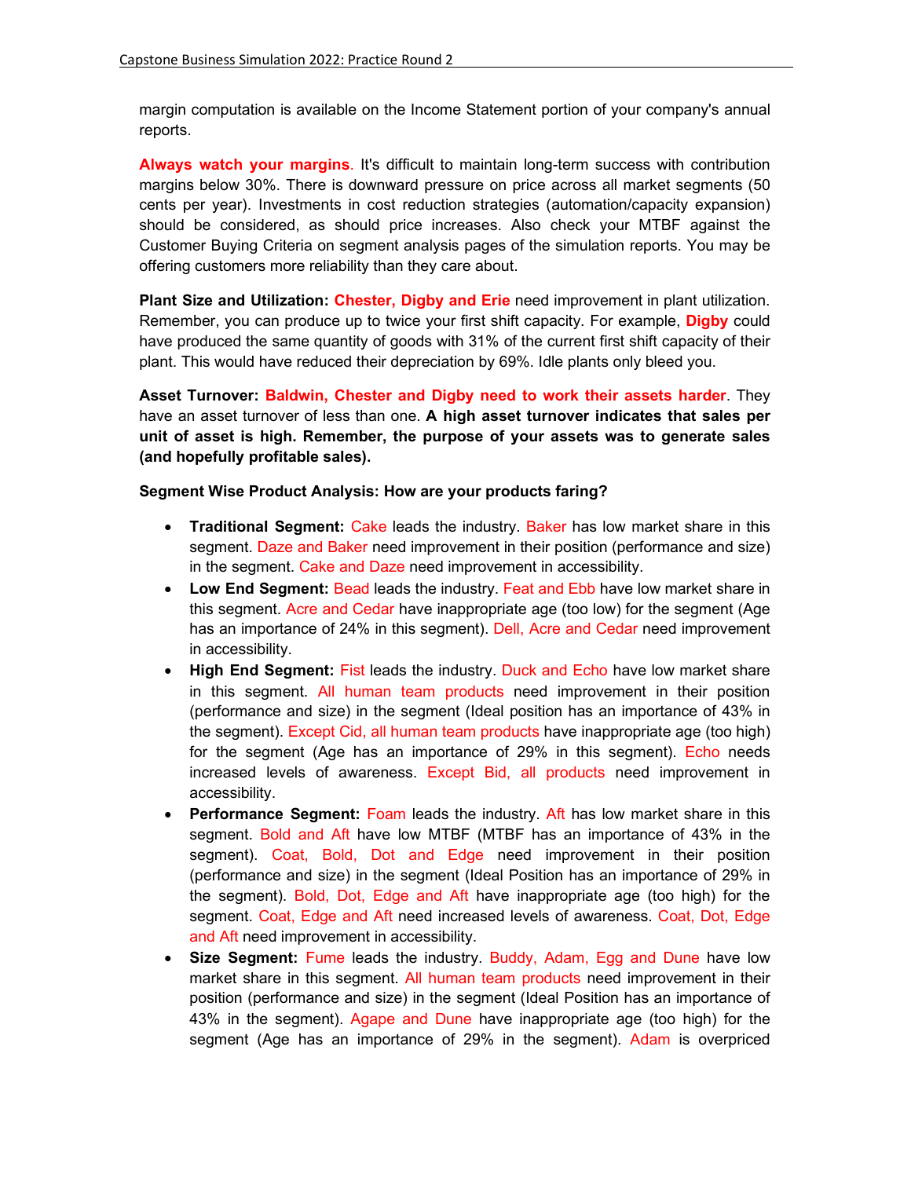margin computation is available on the Income Statement portion of your company's annual reports.

**Always watch your margins**. It's difficult to maintain long-term success with contribution margins below 30%. There is downward pressure on price across all market segments (50 cents per year). Investments in cost reduction strategies (automation/capacity expansion) should be considered, as should price increases. Also check your MTBF against the Customer Buying Criteria on segment analysis pages of the simulation reports. You may be offering customers more reliability than they care about.

**Plant Size and Utilization: Chester, Digby and Erie** need improvement in plant utilization. Remember, you can produce up to twice your first shift capacity. For example, **Digby** could have produced the same quantity of goods with 31% of the current first shift capacity of their plant. This would have reduced their depreciation by 69%. Idle plants only bleed you.

**Asset Turnover: Baldwin, Chester and Digby need to work their assets harder**. They have an asset turnover of less than one. **A high asset turnover indicates that sales per unit of asset is high. Remember, the purpose of your assets was to generate sales (and hopefully profitable sales).**

**Segment Wise Product Analysis: How are your products faring?**

- **Traditional Segment:** Cake leads the industry. Baker has low market share in this segment. Daze and Baker need improvement in their position (performance and size) in the segment. Cake and Daze need improvement in accessibility.
- **Low End Segment:** Bead leads the industry. Feat and Ebb have low market share in this segment. Acre and Cedar have inappropriate age (too low) for the segment (Age has an importance of 24% in this segment). Dell, Acre and Cedar need improvement in accessibility.
- **High End Segment:** Fist leads the industry. Duck and Echo have low market share in this segment. All human team products need improvement in their position (performance and size) in the segment (Ideal position has an importance of 43% in the segment). Except Cid, all human team products have inappropriate age (too high) for the segment (Age has an importance of 29% in this segment). Echo needs increased levels of awareness. Except Bid, all products need improvement in accessibility.
- **Performance Segment:** Foam leads the industry. Aft has low market share in this segment. Bold and Aft have low MTBF (MTBF has an importance of 43% in the segment). Coat, Bold, Dot and Edge need improvement in their position (performance and size) in the segment (Ideal Position has an importance of 29% in the segment). Bold, Dot, Edge and Aft have inappropriate age (too high) for the segment. Coat, Edge and Aft need increased levels of awareness. Coat, Dot, Edge and Aft need improvement in accessibility.
- **Size Segment:** Fume leads the industry. Buddy, Adam, Egg and Dune have low market share in this segment. All human team products need improvement in their position (performance and size) in the segment (Ideal Position has an importance of 43% in the segment). Agape and Dune have inappropriate age (too high) for the segment (Age has an importance of 29% in the segment). Adam is overpriced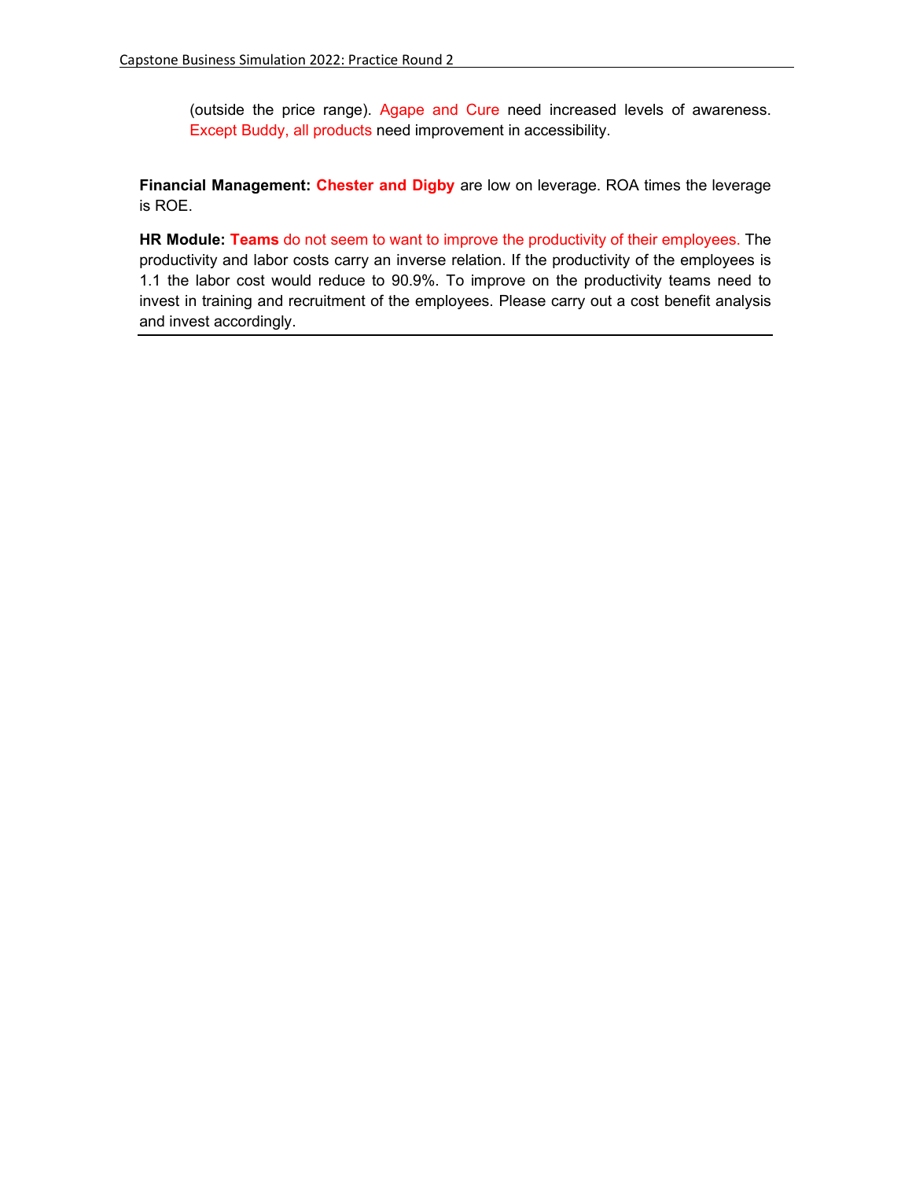(outside the price range). Agape and Cure need increased levels of awareness. Except Buddy, all products need improvement in accessibility.

**Financial Management:** **Chester and Digby** are low on leverage. ROA times the leverage is ROE.

**HR Module:** **Teams** do not seem to want to improve the productivity of their employees. The productivity and labor costs carry an inverse relation. If the productivity of the employees is 1.1 the labor cost would reduce to 90.9%. To improve on the productivity teams need to invest in training and recruitment of the employees. Please carry out a cost benefit analysis and invest accordingly.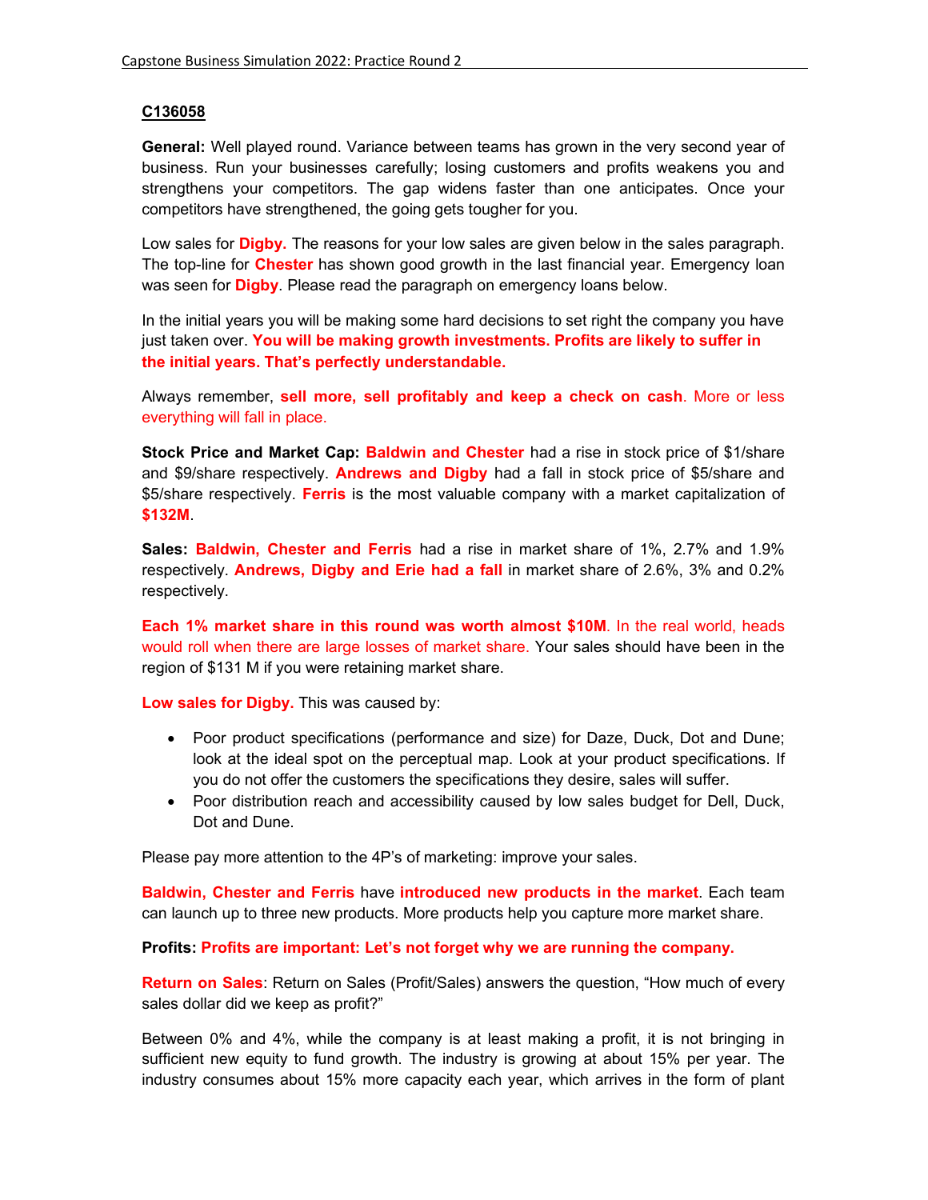**C136058**

**General:** Well played round. Variance between teams has grown in the very second year of business. Run your businesses carefully; losing customers and profits weakens you and strengthens your competitors. The gap widens faster than one anticipates. Once your competitors have strengthened, the going gets tougher for you.

Low sales for **Digby.** The reasons for your low sales are given below in the sales paragraph. The top-line for **Chester** has shown good growth in the last financial year. Emergency loan was seen for **Digby**. Please read the paragraph on emergency loans below.

In the initial years you will be making some hard decisions to set right the company you have just taken over. **You will be making growth investments. Profits are likely to suffer in the initial years. That's perfectly understandable.**

Always remember, **sell more, sell profitably and keep a check on cash**. More or less everything will fall in place.

**Stock Price and Market Cap:** **Baldwin and Chester** had a rise in stock price of $1/share and $9/share respectively. **Andrews and Digby** had a fall in stock price of $5/share and $5/share respectively. **Ferris** is the most valuable company with a market capitalization of **$132M**.

**Sales:** **Baldwin, Chester and Ferris** had a rise in market share of 1%, 2.7% and 1.9% respectively. **Andrews, Digby and Erie had a fall** in market share of 2.6%, 3% and 0.2% respectively.

**Each 1% market share in this round was worth almost $10M**. In the real world, heads would roll when there are large losses of market share. Your sales should have been in the region of $131 M if you were retaining market share.

**Low sales for Digby.** This was caused by:

- Poor product specifications (performance and size) for Daze, Duck, Dot and Dune; look at the ideal spot on the perceptual map. Look at your product specifications. If you do not offer the customers the specifications they desire, sales will suffer.
- Poor distribution reach and accessibility caused by low sales budget for Dell, Duck, Dot and Dune.

Please pay more attention to the 4P's of marketing: improve your sales.

**Baldwin, Chester and Ferris** have **introduced new products in the market**. Each team can launch up to three new products. More products help you capture more market share.

**Profits:** **Profits are important: Let's not forget why we are running the company.**

**Return on Sales**: Return on Sales (Profit/Sales) answers the question, "How much of every sales dollar did we keep as profit?"

Between 0% and 4%, while the company is at least making a profit, it is not bringing in sufficient new equity to fund growth. The industry is growing at about 15% per year. The industry consumes about 15% more capacity each year, which arrives in the form of plant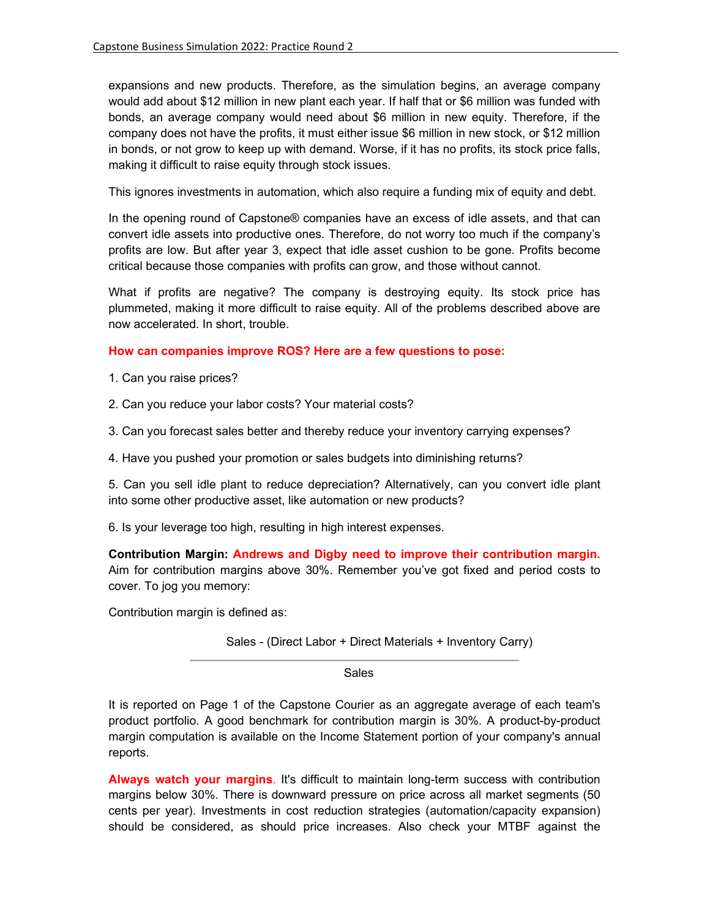expansions and new products. Therefore, as the simulation begins, an average company would add about $12 million in new plant each year. If half that or $6 million was funded with bonds, an average company would need about $6 million in new equity. Therefore, if the company does not have the profits, it must either issue $6 million in new stock, or $12 million in bonds, or not grow to keep up with demand. Worse, if it has no profits, its stock price falls, making it difficult to raise equity through stock issues.

This ignores investments in automation, which also require a funding mix of equity and debt.

In the opening round of Capstone® companies have an excess of idle assets, and that can convert idle assets into productive ones. Therefore, do not worry too much if the company's profits are low. But after year 3, expect that idle asset cushion to be gone. Profits become critical because those companies with profits can grow, and those without cannot.

What if profits are negative? The company is destroying equity. Its stock price has plummeted, making it more difficult to raise equity. All of the problems described above are now accelerated. In short, trouble.

**How can companies improve ROS? Here are a few questions to pose:**

1. Can you raise prices?

2. Can you reduce your labor costs? Your material costs?

3. Can you forecast sales better and thereby reduce your inventory carrying expenses?

4. Have you pushed your promotion or sales budgets into diminishing returns?

5. Can you sell idle plant to reduce depreciation? Alternatively, can you convert idle plant into some other productive asset, like automation or new products?

6. Is your leverage too high, resulting in high interest expenses.

**Contribution Margin:** **Andrews and Digby need to improve their contribution margin.** Aim for contribution margins above 30%. Remember you've got fixed and period costs to cover. To jog you memory:

Contribution margin is defined as:

$$\frac{\text{Sales - (Direct Labor + Direct Materials + Inventory Carry)}}{\text{Sales}}$$

It is reported on Page 1 of the Capstone Courier as an aggregate average of each team's product portfolio. A good benchmark for contribution margin is 30%. A product-by-product margin computation is available on the Income Statement portion of your company's annual reports.

**Always watch your margins**. It's difficult to maintain long-term success with contribution margins below 30%. There is downward pressure on price across all market segments (50 cents per year). Investments in cost reduction strategies (automation/capacity expansion) should be considered, as should price increases. Also check your MTBF against the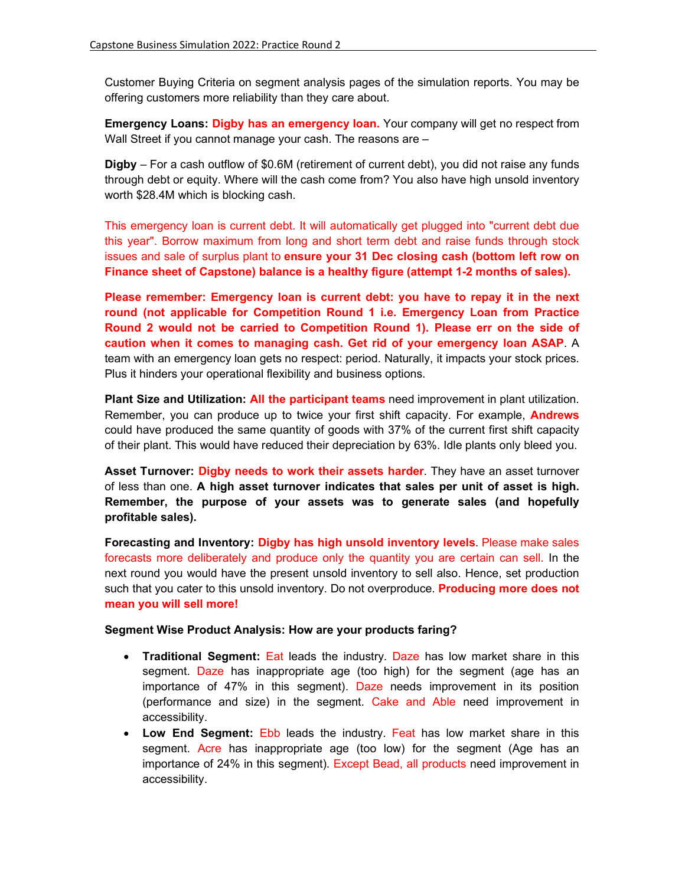Customer Buying Criteria on segment analysis pages of the simulation reports. You may be offering customers more reliability than they care about.

**Emergency Loans: Digby has an emergency loan.** Your company will get no respect from Wall Street if you cannot manage your cash. The reasons are –

**Digby** – For a cash outflow of $0.6M (retirement of current debt), you did not raise any funds through debt or equity. Where will the cash come from? You also have high unsold inventory worth $28.4M which is blocking cash.

This emergency loan is current debt. It will automatically get plugged into "current debt due this year". Borrow maximum from long and short term debt and raise funds through stock issues and sale of surplus plant to **ensure your 31 Dec closing cash (bottom left row on Finance sheet of Capstone) balance is a healthy figure (attempt 1-2 months of sales).**

**Please remember: Emergency loan is current debt: you have to repay it in the next round (not applicable for Competition Round 1 i.e. Emergency Loan from Practice Round 2 would not be carried to Competition Round 1). Please err on the side of caution when it comes to managing cash. Get rid of your emergency loan ASAP**. A team with an emergency loan gets no respect: period. Naturally, it impacts your stock prices. Plus it hinders your operational flexibility and business options.

**Plant Size and Utilization: All the participant teams** need improvement in plant utilization. Remember, you can produce up to twice your first shift capacity. For example, **Andrews** could have produced the same quantity of goods with 37% of the current first shift capacity of their plant. This would have reduced their depreciation by 63%. Idle plants only bleed you.

**Asset Turnover: Digby needs to work their assets harder**. They have an asset turnover of less than one. **A high asset turnover indicates that sales per unit of asset is high. Remember, the purpose of your assets was to generate sales (and hopefully profitable sales).**

**Forecasting and Inventory: Digby has high unsold inventory levels**. Please make sales forecasts more deliberately and produce only the quantity you are certain can sell. In the next round you would have the present unsold inventory to sell also. Hence, set production such that you cater to this unsold inventory. Do not overproduce. **Producing more does not mean you will sell more!**

**Segment Wise Product Analysis: How are your products faring?**

- **Traditional Segment:** Eat leads the industry. Daze has low market share in this segment. Daze has inappropriate age (too high) for the segment (age has an importance of 47% in this segment). Daze needs improvement in its position (performance and size) in the segment. Cake and Able need improvement in accessibility.
- **Low End Segment:** Ebb leads the industry. Feat has low market share in this segment. Acre has inappropriate age (too low) for the segment (Age has an importance of 24% in this segment). Except Bead, all products need improvement in accessibility.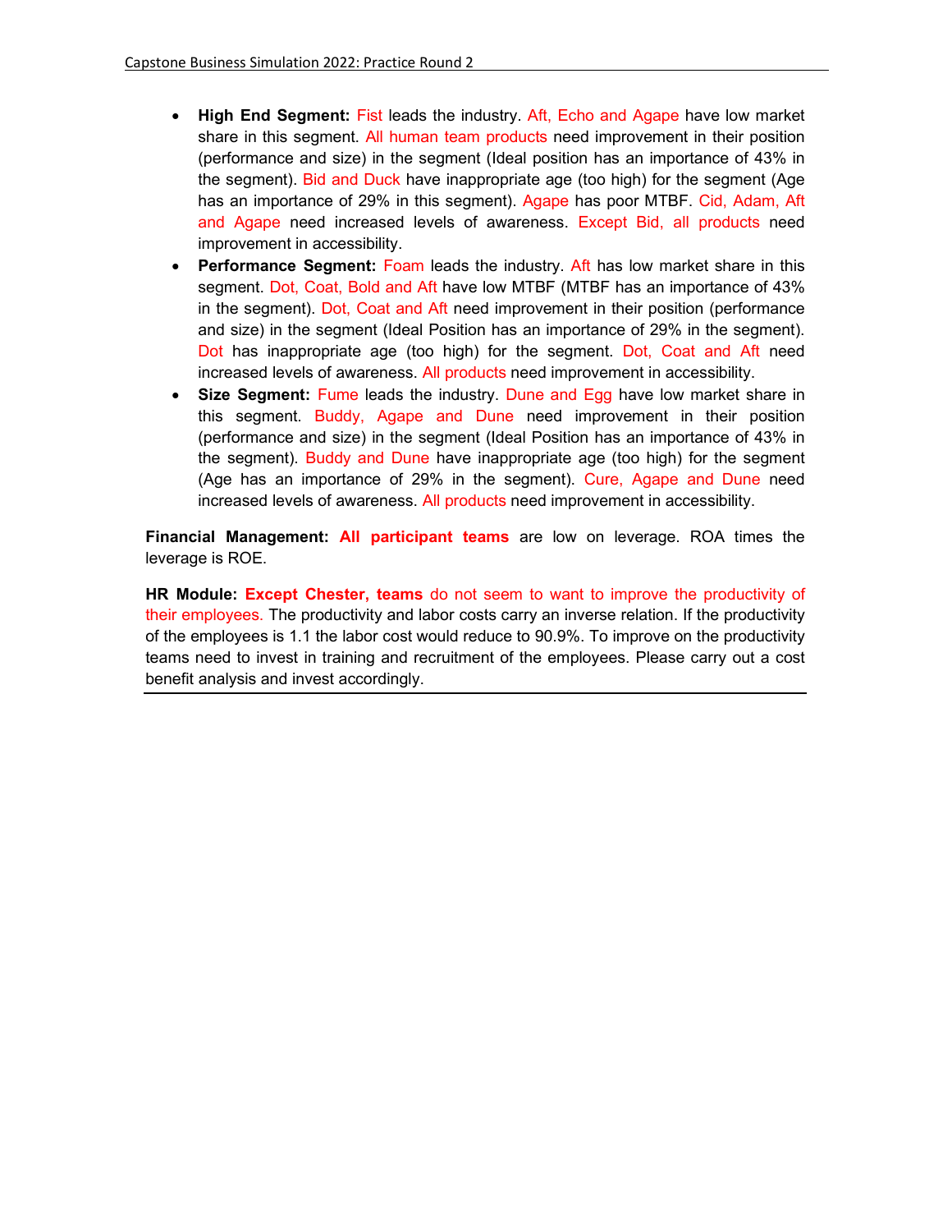- **High End Segment:** Fist leads the industry. Aft, Echo and Agape have low market share in this segment. All human team products need improvement in their position (performance and size) in the segment (Ideal position has an importance of 43% in the segment). Bid and Duck have inappropriate age (too high) for the segment (Age has an importance of 29% in this segment). Agape has poor MTBF. Cid, Adam, Aft and Agape need increased levels of awareness. Except Bid, all products need improvement in accessibility.
- **Performance Segment:** Foam leads the industry. Aft has low market share in this segment. Dot, Coat, Bold and Aft have low MTBF (MTBF has an importance of 43% in the segment). Dot, Coat and Aft need improvement in their position (performance and size) in the segment (Ideal Position has an importance of 29% in the segment). Dot has inappropriate age (too high) for the segment. Dot, Coat and Aft need increased levels of awareness. All products need improvement in accessibility.
- **Size Segment:** Fume leads the industry. Dune and Egg have low market share in this segment. Buddy, Agape and Dune need improvement in their position (performance and size) in the segment (Ideal Position has an importance of 43% in the segment). Buddy and Dune have inappropriate age (too high) for the segment (Age has an importance of 29% in the segment). Cure, Agape and Dune need increased levels of awareness. All products need improvement in accessibility.

**Financial Management:** **All participant teams** are low on leverage. ROA times the leverage is ROE.

**HR Module:** **Except Chester, teams** do not seem to want to improve the productivity of their employees. The productivity and labor costs carry an inverse relation. If the productivity of the employees is 1.1 the labor cost would reduce to 90.9%. To improve on the productivity teams need to invest in training and recruitment of the employees. Please carry out a cost benefit analysis and invest accordingly.